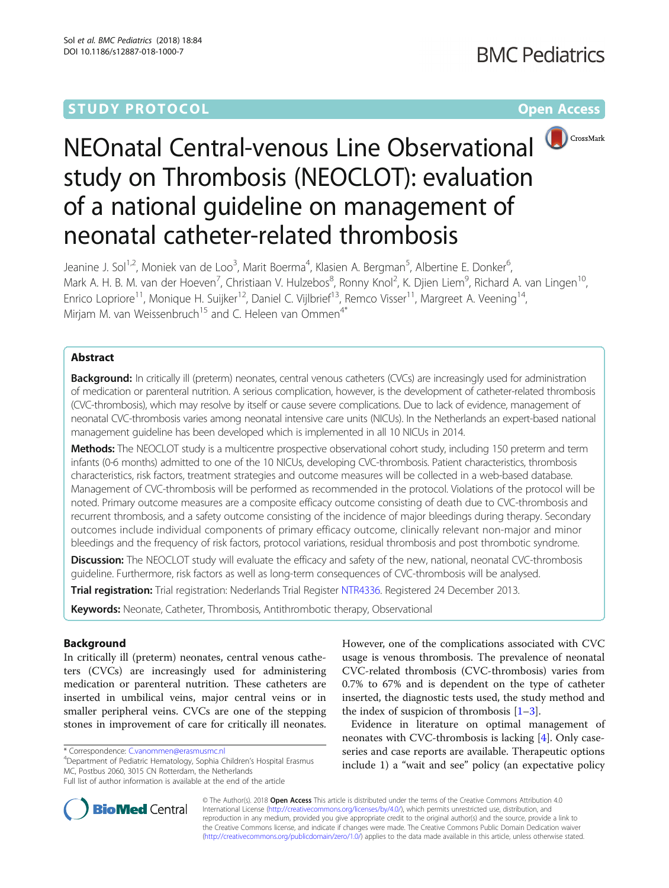STUDY PROTOCOL

Open Access

# NEOnatal Central-venous Line Observational study on Thrombosis (NEOCLOT): evaluation of a national guideline on management of neonatal catheter-related thrombosis

Jeanine J. Sol[1,2], Moniek van de Loo[3], Marit Boerma[4], Klasien A. Bergman[5], Albertine E. Donker[6], Mark A. H. B. M. van der Hoeven[7], Christiaan V. Hulzebos[8], Ronny Knol[2], K. Djien Liem[9], Richard A. van Lingen[10], Enrico Lopriore[11], Monique H. Suijker[12], Daniel C. Vijlbrief[13], Remco Visser[11], Margreet A. Veening[14], Mirjam M. van Weissenbruch[15] and C. Heleen van Ommen[4*]

## Abstract

**Background:** In critically ill (preterm) neonates, central venous catheters (CVCs) are increasingly used for administration of medication or parenteral nutrition. A serious complication, however, is the development of catheter-related thrombosis (CVC-thrombosis), which may resolve by itself or cause severe complications. Due to lack of evidence, management of neonatal CVC-thrombosis varies among neonatal intensive care units (NICUs). In the Netherlands an expert-based national management guideline has been developed which is implemented in all 10 NICUs in 2014.

**Methods:** The NEOCLOT study is a multicentre prospective observational cohort study, including 150 preterm and term infants (0-6 months) admitted to one of the 10 NICUs, developing CVC-thrombosis. Patient characteristics, thrombosis characteristics, risk factors, treatment strategies and outcome measures will be collected in a web-based database. Management of CVC-thrombosis will be performed as recommended in the protocol. Violations of the protocol will be noted. Primary outcome measures are a composite efficacy outcome consisting of death due to CVC-thrombosis and recurrent thrombosis, and a safety outcome consisting of the incidence of major bleedings during therapy. Secondary outcomes include individual components of primary efficacy outcome, clinically relevant non-major and minor bleedings and the frequency of risk factors, protocol variations, residual thrombosis and post thrombotic syndrome.

**Discussion:** The NEOCLOT study will evaluate the efficacy and safety of the new, national, neonatal CVC-thrombosis guideline. Furthermore, risk factors as well as long-term consequences of CVC-thrombosis will be analysed.

**Trial registration:** Trial registration: Nederlands Trial Register NTR4336. Registered 24 December 2013.

**Keywords:** Neonate, Catheter, Thrombosis, Antithrombotic therapy, Observational

## Background

In critically ill (preterm) neonates, central venous catheters (CVCs) are increasingly used for administering medication or parenteral nutrition. These catheters are inserted in umbilical veins, major central veins or in smaller peripheral veins. CVCs are one of the stepping stones in improvement of care for critically ill neonates. However, one of the complications associated with CVC usage is venous thrombosis. The prevalence of neonatal CVC-related thrombosis (CVC-thrombosis) varies from 0.7% to 67% and is dependent on the type of catheter inserted, the diagnostic tests used, the study method and the index of suspicion of thrombosis [1–3].

Evidence in literature on optimal management of neonates with CVC-thrombosis is lacking [4]. Only case-series and case reports are available. Therapeutic options include 1) a "wait and see" policy (an expectative policy

\* Correspondence: C.vanommen@erasmusmc.nl
[4]Department of Pediatric Hematology, Sophia Children's Hospital Erasmus MC, Postbus 2060, 3015 CN Rotterdam, the Netherlands
Full list of author information is available at the end of the article

© The Author(s). 2018 **Open Access** This article is distributed under the terms of the Creative Commons Attribution 4.0 International License (http://creativecommons.org/licenses/by/4.0/), which permits unrestricted use, distribution, and reproduction in any medium, provided you give appropriate credit to the original author(s) and the source, provide a link to the Creative Commons license, and indicate if changes were made. The Creative Commons Public Domain Dedication waiver (http://creativecommons.org/publicdomain/zero/1.0/) applies to the data made available in this article, unless otherwise stated.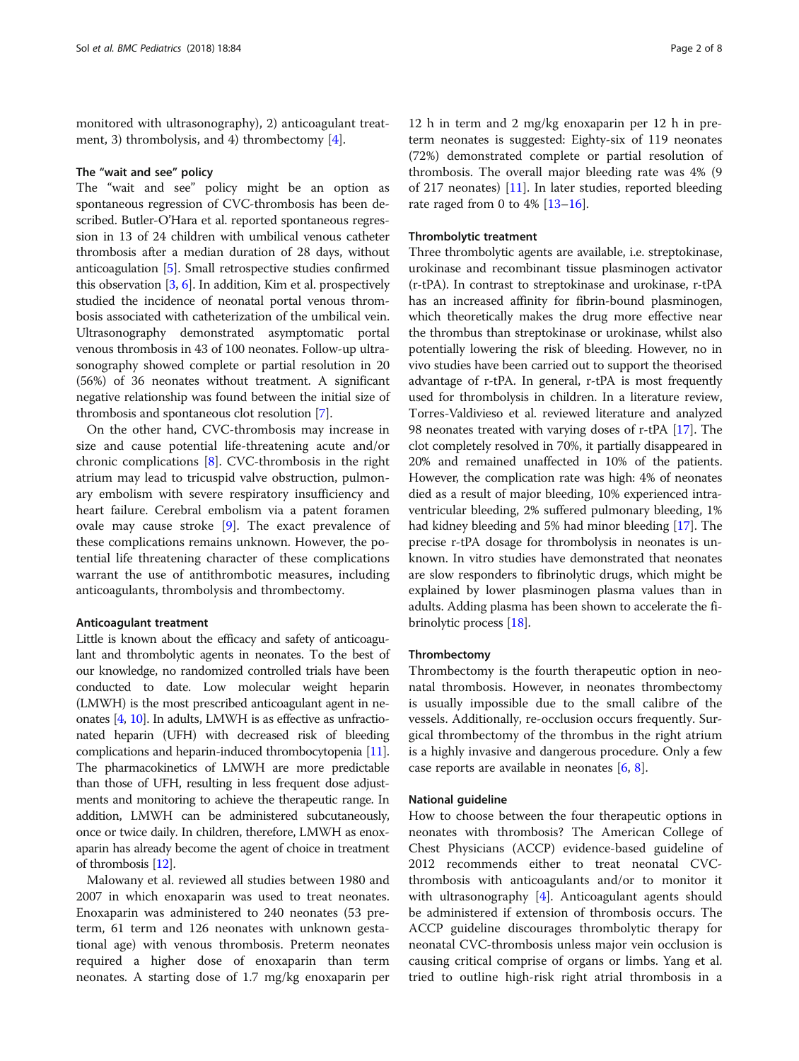monitored with ultrasonography), 2) anticoagulant treatment, 3) thrombolysis, and 4) thrombectomy [4].

### The "wait and see" policy

The "wait and see" policy might be an option as spontaneous regression of CVC-thrombosis has been described. Butler-O'Hara et al. reported spontaneous regression in 13 of 24 children with umbilical venous catheter thrombosis after a median duration of 28 days, without anticoagulation [5]. Small retrospective studies confirmed this observation [3, 6]. In addition, Kim et al. prospectively studied the incidence of neonatal portal venous thrombosis associated with catheterization of the umbilical vein. Ultrasonography demonstrated asymptomatic portal venous thrombosis in 43 of 100 neonates. Follow-up ultrasonography showed complete or partial resolution in 20 (56%) of 36 neonates without treatment. A significant negative relationship was found between the initial size of thrombosis and spontaneous clot resolution [7].

On the other hand, CVC-thrombosis may increase in size and cause potential life-threatening acute and/or chronic complications [8]. CVC-thrombosis in the right atrium may lead to tricuspid valve obstruction, pulmonary embolism with severe respiratory insufficiency and heart failure. Cerebral embolism via a patent foramen ovale may cause stroke [9]. The exact prevalence of these complications remains unknown. However, the potential life threatening character of these complications warrant the use of antithrombotic measures, including anticoagulants, thrombolysis and thrombectomy.

### Anticoagulant treatment

Little is known about the efficacy and safety of anticoagulant and thrombolytic agents in neonates. To the best of our knowledge, no randomized controlled trials have been conducted to date. Low molecular weight heparin (LMWH) is the most prescribed anticoagulant agent in neonates [4, 10]. In adults, LMWH is as effective as unfractionated heparin (UFH) with decreased risk of bleeding complications and heparin-induced thrombocytopenia [11]. The pharmacokinetics of LMWH are more predictable than those of UFH, resulting in less frequent dose adjustments and monitoring to achieve the therapeutic range. In addition, LMWH can be administered subcutaneously, once or twice daily. In children, therefore, LMWH as enoxaparin has already become the agent of choice in treatment of thrombosis [12].

Malowany et al. reviewed all studies between 1980 and 2007 in which enoxaparin was used to treat neonates. Enoxaparin was administered to 240 neonates (53 preterm, 61 term and 126 neonates with unknown gestational age) with venous thrombosis. Preterm neonates required a higher dose of enoxaparin than term neonates. A starting dose of 1.7 mg/kg enoxaparin per 12 h in term and 2 mg/kg enoxaparin per 12 h in preterm neonates is suggested: Eighty-six of 119 neonates (72%) demonstrated complete or partial resolution of thrombosis. The overall major bleeding rate was 4% (9 of 217 neonates) [11]. In later studies, reported bleeding rate raged from 0 to 4% [13–16].

### Thrombolytic treatment

Three thrombolytic agents are available, i.e. streptokinase, urokinase and recombinant tissue plasminogen activator (r-tPA). In contrast to streptokinase and urokinase, r-tPA has an increased affinity for fibrin-bound plasminogen, which theoretically makes the drug more effective near the thrombus than streptokinase or urokinase, whilst also potentially lowering the risk of bleeding. However, no in vivo studies have been carried out to support the theorised advantage of r-tPA. In general, r-tPA is most frequently used for thrombolysis in children. In a literature review, Torres-Valdivieso et al. reviewed literature and analyzed 98 neonates treated with varying doses of r-tPA [17]. The clot completely resolved in 70%, it partially disappeared in 20% and remained unaffected in 10% of the patients. However, the complication rate was high: 4% of neonates died as a result of major bleeding, 10% experienced intraventricular bleeding, 2% suffered pulmonary bleeding, 1% had kidney bleeding and 5% had minor bleeding [17]. The precise r-tPA dosage for thrombolysis in neonates is unknown. In vitro studies have demonstrated that neonates are slow responders to fibrinolytic drugs, which might be explained by lower plasminogen plasma values than in adults. Adding plasma has been shown to accelerate the fibrinolytic process [18].

### Thrombectomy

Thrombectomy is the fourth therapeutic option in neonatal thrombosis. However, in neonates thrombectomy is usually impossible due to the small calibre of the vessels. Additionally, re-occlusion occurs frequently. Surgical thrombectomy of the thrombus in the right atrium is a highly invasive and dangerous procedure. Only a few case reports are available in neonates [6, 8].

### National guideline

How to choose between the four therapeutic options in neonates with thrombosis? The American College of Chest Physicians (ACCP) evidence-based guideline of 2012 recommends either to treat neonatal CVC-thrombosis with anticoagulants and/or to monitor it with ultrasonography [4]. Anticoagulant agents should be administered if extension of thrombosis occurs. The ACCP guideline discourages thrombolytic therapy for neonatal CVC-thrombosis unless major vein occlusion is causing critical comprise of organs or limbs. Yang et al. tried to outline high-risk right atrial thrombosis in a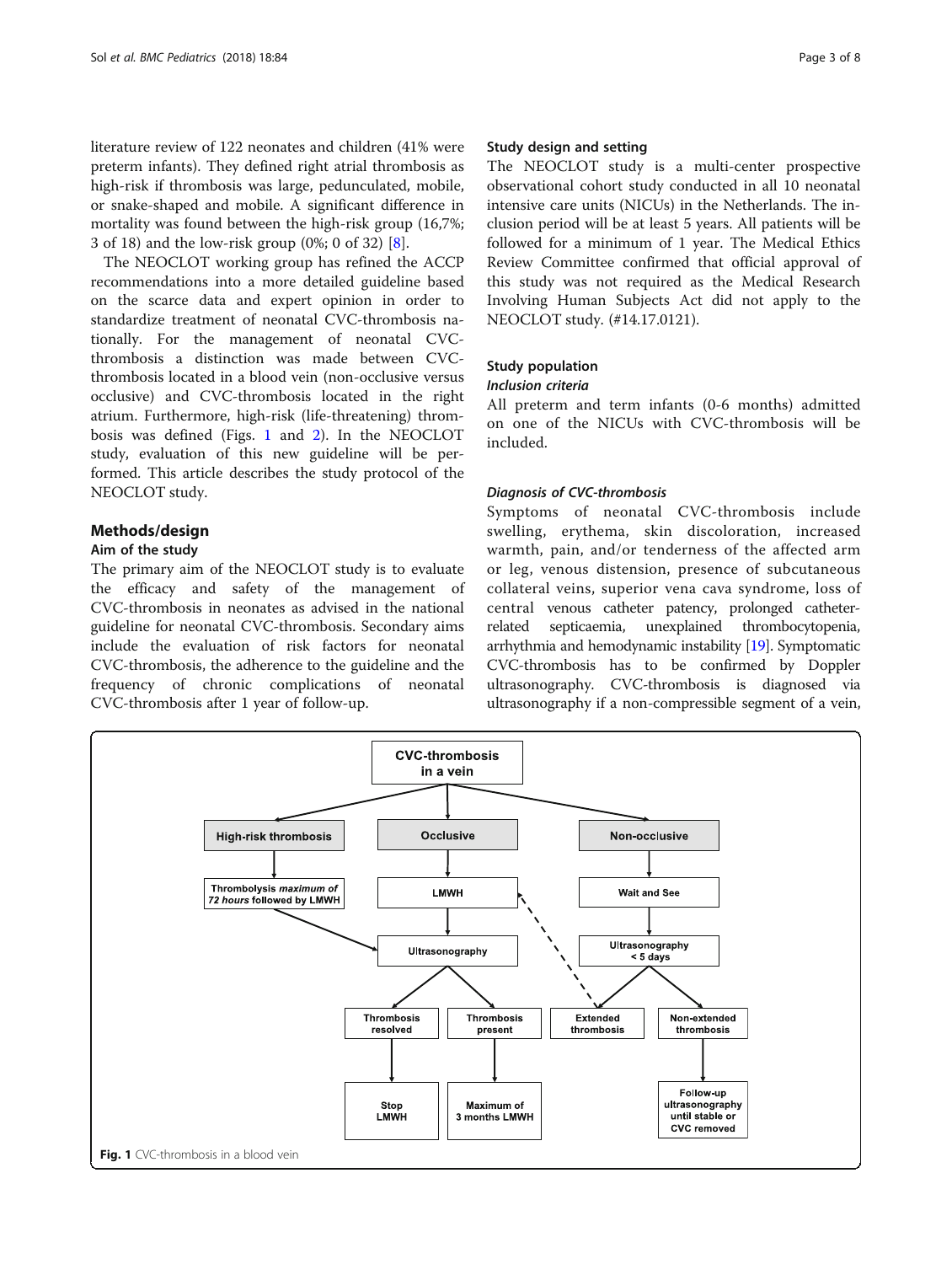literature review of 122 neonates and children (41% were preterm infants). They defined right atrial thrombosis as high-risk if thrombosis was large, pedunculated, mobile, or snake-shaped and mobile. A significant difference in mortality was found between the high-risk group (16,7%; 3 of 18) and the low-risk group (0%; 0 of 32) [8].

The NEOCLOT working group has refined the ACCP recommendations into a more detailed guideline based on the scarce data and expert opinion in order to standardize treatment of neonatal CVC-thrombosis nationally. For the management of neonatal CVC-thrombosis a distinction was made between CVC-thrombosis located in a blood vein (non-occlusive versus occlusive) and CVC-thrombosis located in the right atrium. Furthermore, high-risk (life-threatening) thrombosis was defined (Figs. 1 and 2). In the NEOCLOT study, evaluation of this new guideline will be performed. This article describes the study protocol of the NEOCLOT study.

## Methods/design

### Aim of the study

The primary aim of the NEOCLOT study is to evaluate the efficacy and safety of the management of CVC-thrombosis in neonates as advised in the national guideline for neonatal CVC-thrombosis. Secondary aims include the evaluation of risk factors for neonatal CVC-thrombosis, the adherence to the guideline and the frequency of chronic complications of neonatal CVC-thrombosis after 1 year of follow-up.

### Study design and setting

The NEOCLOT study is a multi-center prospective observational cohort study conducted in all 10 neonatal intensive care units (NICUs) in the Netherlands. The inclusion period will be at least 5 years. All patients will be followed for a minimum of 1 year. The Medical Ethics Review Committee confirmed that official approval of this study was not required as the Medical Research Involving Human Subjects Act did not apply to the NEOCLOT study. (#14.17.0121).

### Study population

#### *Inclusion criteria*

All preterm and term infants (0-6 months) admitted on one of the NICUs with CVC-thrombosis will be included.

#### *Diagnosis of CVC-thrombosis*

Symptoms of neonatal CVC-thrombosis include swelling, erythema, skin discoloration, increased warmth, pain, and/or tenderness of the affected arm or leg, venous distension, presence of subcutaneous collateral veins, superior vena cava syndrome, loss of central venous catheter patency, prolonged catheter-related septicaemia, unexplained thrombocytopenia, arrhythmia and hemodynamic instability [19]. Symptomatic CVC-thrombosis has to be confirmed by Doppler ultrasonography. CVC-thrombosis is diagnosed via ultrasonography if a non-compressible segment of a vein,

CVC-thrombosis in a vein

- High-risk thrombosis → Thrombolysis *maximum of 72 hours* followed by LMWH → Ultrasonography
- Occlusive → LMWH → Ultrasonography
  - Thrombosis resolved → Stop LMWH
  - Thrombosis present → Maximum of 3 months LMWH
- Non-occlusive → Wait and See → Ultrasonography < 5 days
  - Extended thrombosis → LMWH
  - Non-extended thrombosis → Follow-up ultrasonography until stable or CVC removed

**Fig. 1** CVC-thrombosis in a blood vein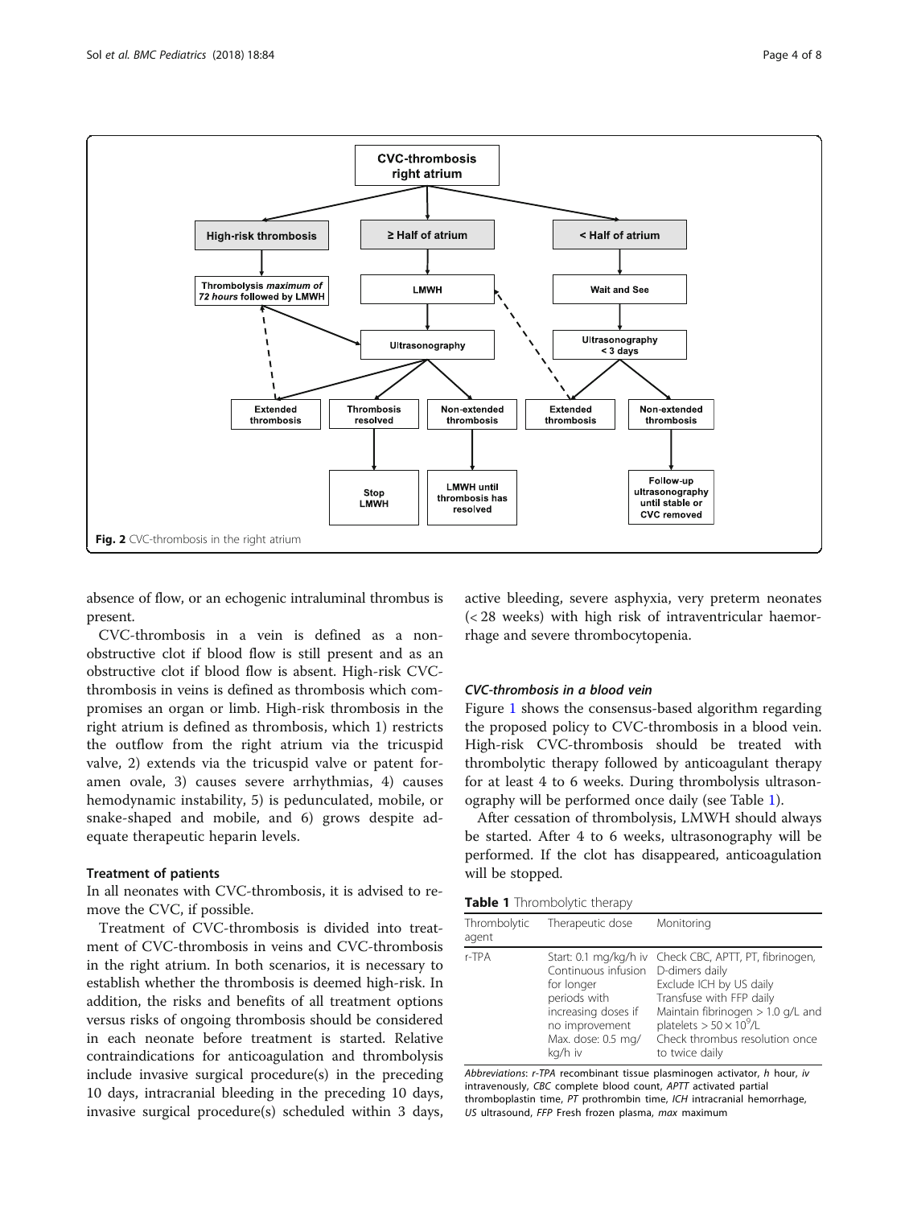Fig. 2 CVC-thrombosis in the right atrium

absence of flow, or an echogenic intraluminal thrombus is present.

CVC-thrombosis in a vein is defined as a non-obstructive clot if blood flow is still present and as an obstructive clot if blood flow is absent. High-risk CVC-thrombosis in veins is defined as thrombosis which compromises an organ or limb. High-risk thrombosis in the right atrium is defined as thrombosis, which 1) restricts the outflow from the right atrium via the tricuspid valve, 2) extends via the tricuspid valve or patent foramen ovale, 3) causes severe arrhythmias, 4) causes hemodynamic instability, 5) is pedunculated, mobile, or snake-shaped and mobile, and 6) grows despite adequate therapeutic heparin levels.

### Treatment of patients

In all neonates with CVC-thrombosis, it is advised to remove the CVC, if possible.

Treatment of CVC-thrombosis is divided into treatment of CVC-thrombosis in veins and CVC-thrombosis in the right atrium. In both scenarios, it is necessary to establish whether the thrombosis is deemed high-risk. In addition, the risks and benefits of all treatment options versus risks of ongoing thrombosis should be considered in each neonate before treatment is started. Relative contraindications for anticoagulation and thrombolysis include invasive surgical procedure(s) in the preceding 10 days, intracranial bleeding in the preceding 10 days, invasive surgical procedure(s) scheduled within 3 days, active bleeding, severe asphyxia, very preterm neonates (< 28 weeks) with high risk of intraventricular haemorrhage and severe thrombocytopenia.

#### *CVC-thrombosis in a blood vein*

Figure 1 shows the consensus-based algorithm regarding the proposed policy to CVC-thrombosis in a blood vein. High-risk CVC-thrombosis should be treated with thrombolytic therapy followed by anticoagulant therapy for at least 4 to 6 weeks. During thrombolysis ultrasonography will be performed once daily (see Table 1).

After cessation of thrombolysis, LMWH should always be started. After 4 to 6 weeks, ultrasonography will be performed. If the clot has disappeared, anticoagulation will be stopped.

**Table 1** Thrombolytic therapy

| Thrombolytic agent | Therapeutic dose | Monitoring |
|---|---|---|
| r-TPA | Start: 0.1 mg/kg/h iv<br>Continuous infusion for longer periods with increasing doses if no improvement<br>Max. dose: 0.5 mg/kg/h iv | Check CBC, APTT, PT, fibrinogen, D-dimers daily<br>Exclude ICH by US daily<br>Transfuse with FFP daily<br>Maintain fibrinogen > 1.0 g/L and platelets > $50 \times 10^9$/L<br>Check thrombus resolution once to twice daily |

*Abbreviations*: *r-TPA* recombinant tissue plasminogen activator, *h* hour, *iv* intravenously, *CBC* complete blood count, *APTT* activated partial thromboplastin time, *PT* prothrombin time, *ICH* intracranial hemorrhage, *US* ultrasound, *FFP* Fresh frozen plasma, *max* maximum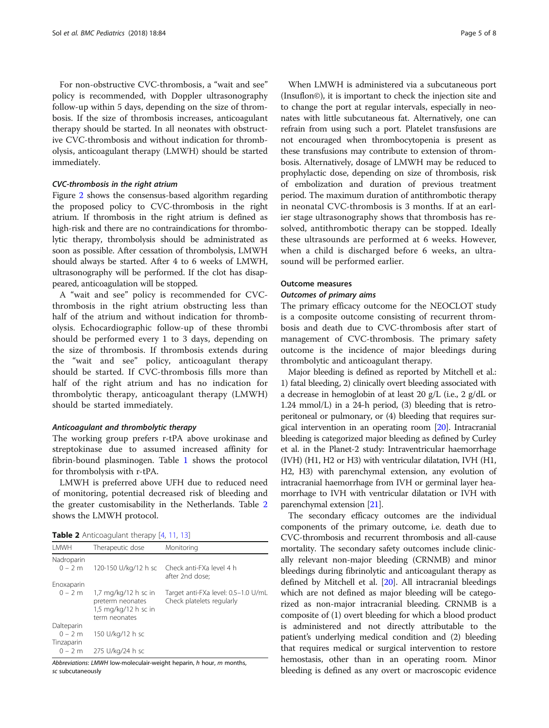For non-obstructive CVC-thrombosis, a "wait and see" policy is recommended, with Doppler ultrasonography follow-up within 5 days, depending on the size of thrombosis. If the size of thrombosis increases, anticoagulant therapy should be started. In all neonates with obstructive CVC-thrombosis and without indication for thrombolysis, anticoagulant therapy (LMWH) should be started immediately.

#### CVC-thrombosis in the right atrium

Figure 2 shows the consensus-based algorithm regarding the proposed policy to CVC-thrombosis in the right atrium. If thrombosis in the right atrium is defined as high-risk and there are no contraindications for thrombolytic therapy, thrombolysis should be administrated as soon as possible. After cessation of thrombolysis, LMWH should always be started. After 4 to 6 weeks of LMWH, ultrasonography will be performed. If the clot has disappeared, anticoagulation will be stopped.

A "wait and see" policy is recommended for CVC-thrombosis in the right atrium obstructing less than half of the atrium and without indication for thrombolysis. Echocardiographic follow-up of these thrombi should be performed every 1 to 3 days, depending on the size of thrombosis. If thrombosis extends during the "wait and see" policy, anticoagulant therapy should be started. If CVC-thrombosis fills more than half of the right atrium and has no indication for thrombolytic therapy, anticoagulant therapy (LMWH) should be started immediately.

#### Anticoagulant and thrombolytic therapy

The working group prefers r-tPA above urokinase and streptokinase due to assumed increased affinity for fibrin-bound plasminogen. Table 1 shows the protocol for thrombolysis with r-tPA.

LMWH is preferred above UFH due to reduced need of monitoring, potential decreased risk of bleeding and the greater customisability in the Netherlands. Table 2 shows the LMWH protocol.

**Table 2** Anticoagulant therapy [4, 11, 13]

| LMWH | Therapeutic dose | Monitoring |
|---|---|---|
| Nadroparin | | |
| 0 – 2 m | 120-150 U/kg/12 h sc | Check anti-FXa level 4 h after 2nd dose; |
| Enoxaparin | | |
| 0 – 2 m | 1,7 mg/kg/12 h sc in preterm neonates<br>1,5 mg/kg/12 h sc in term neonates | Target anti-FXa level: 0.5–1.0 U/mL<br>Check platelets regularly |
| Dalteparin | | |
| 0 – 2 m | 150 U/kg/12 h sc | |
| Tinzaparin | | |
| 0 – 2 m | 275 U/kg/24 h sc | |

*Abbreviations*: *LMWH* low-moleculair-weight heparin, *h* hour, *m* months, *sc* subcutaneously

When LMWH is administered via a subcutaneous port (Insuflon©), it is important to check the injection site and to change the port at regular intervals, especially in neonates with little subcutaneous fat. Alternatively, one can refrain from using such a port. Platelet transfusions are not encouraged when thrombocytopenia is present as these transfusions may contribute to extension of thrombosis. Alternatively, dosage of LMWH may be reduced to prophylactic dose, depending on size of thrombosis, risk of embolization and duration of previous treatment period. The maximum duration of antithrombotic therapy in neonatal CVC-thrombosis is 3 months. If at an earlier stage ultrasonography shows that thrombosis has resolved, antithrombotic therapy can be stopped. Ideally these ultrasounds are performed at 6 weeks. However, when a child is discharged before 6 weeks, an ultrasound will be performed earlier.

### Outcome measures

#### Outcomes of primary aims

The primary efficacy outcome for the NEOCLOT study is a composite outcome consisting of recurrent thrombosis and death due to CVC-thrombosis after start of management of CVC-thrombosis. The primary safety outcome is the incidence of major bleedings during thrombolytic and anticoagulant therapy.

Major bleeding is defined as reported by Mitchell et al.: 1) fatal bleeding, 2) clinically overt bleeding associated with a decrease in hemoglobin of at least 20 g/L (i.e., 2 g/dL or 1.24 mmol/L) in a 24-h period, (3) bleeding that is retroperitoneal or pulmonary, or (4) bleeding that requires surgical intervention in an operating room [20]. Intracranial bleeding is categorized major bleeding as defined by Curley et al. in the Planet-2 study: Intraventricular haemorrhage (IVH) (H1, H2 or H3) with ventricular dilatation, IVH (H1, H2, H3) with parenchymal extension, any evolution of intracranial haemorrhage from IVH or germinal layer heamorrhage to IVH with ventricular dilatation or IVH with parenchymal extension [21].

The secondary efficacy outcomes are the individual components of the primary outcome, i.e. death due to CVC-thrombosis and recurrent thrombosis and all-cause mortality. The secondary safety outcomes include clinically relevant non-major bleeding (CRNMB) and minor bleedings during fibrinolytic and anticoagulant therapy as defined by Mitchell et al. [20]. All intracranial bleedings which are not defined as major bleeding will be categorized as non-major intracranial bleeding. CRNMB is a composite of (1) overt bleeding for which a blood product is administered and not directly attributable to the patient's underlying medical condition and (2) bleeding that requires medical or surgical intervention to restore hemostasis, other than in an operating room. Minor bleeding is defined as any overt or macroscopic evidence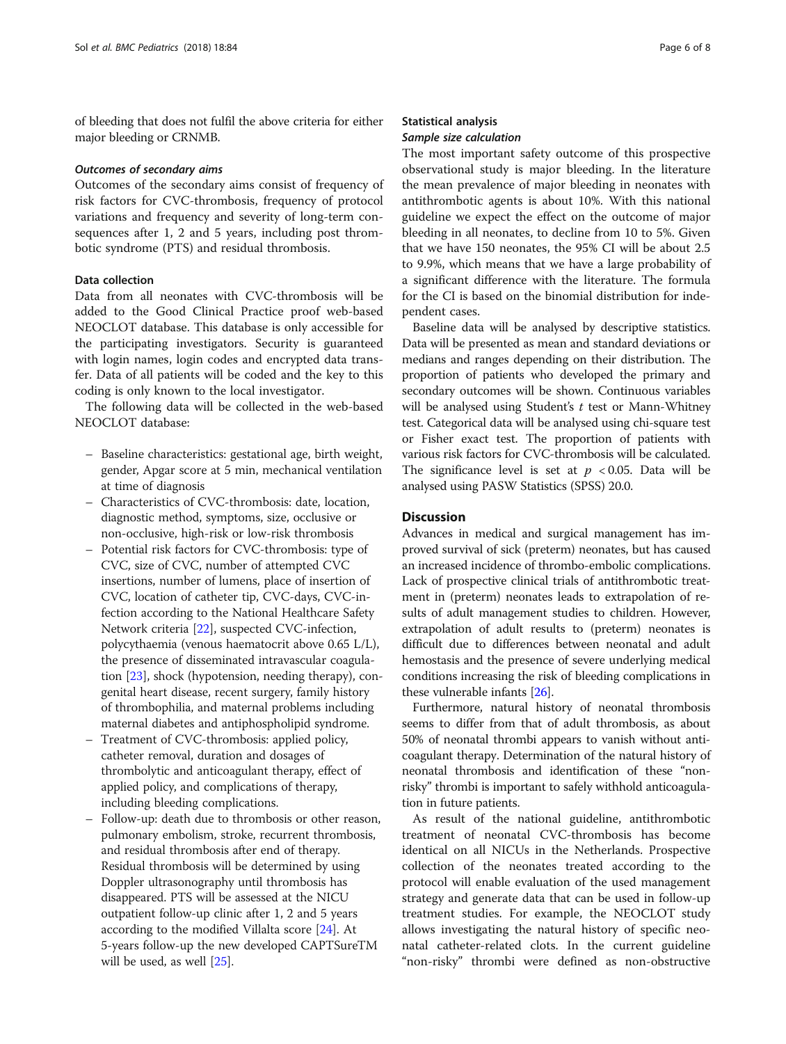of bleeding that does not fulfil the above criteria for either major bleeding or CRNMB.

#### *Outcomes of secondary aims*

Outcomes of the secondary aims consist of frequency of risk factors for CVC-thrombosis, frequency of protocol variations and frequency and severity of long-term consequences after 1, 2 and 5 years, including post thrombotic syndrome (PTS) and residual thrombosis.

### Data collection

Data from all neonates with CVC-thrombosis will be added to the Good Clinical Practice proof web-based NEOCLOT database. This database is only accessible for the participating investigators. Security is guaranteed with login names, login codes and encrypted data transfer. Data of all patients will be coded and the key to this coding is only known to the local investigator.

The following data will be collected in the web-based NEOCLOT database:

- Baseline characteristics: gestational age, birth weight, gender, Apgar score at 5 min, mechanical ventilation at time of diagnosis
- Characteristics of CVC-thrombosis: date, location, diagnostic method, symptoms, size, occlusive or non-occlusive, high-risk or low-risk thrombosis
- Potential risk factors for CVC-thrombosis: type of CVC, size of CVC, number of attempted CVC insertions, number of lumens, place of insertion of CVC, location of catheter tip, CVC-days, CVC-infection according to the National Healthcare Safety Network criteria [22], suspected CVC-infection, polycythaemia (venous haematocrit above 0.65 L/L), the presence of disseminated intravascular coagulation [23], shock (hypotension, needing therapy), congenital heart disease, recent surgery, family history of thrombophilia, and maternal problems including maternal diabetes and antiphospholipid syndrome.
- Treatment of CVC-thrombosis: applied policy, catheter removal, duration and dosages of thrombolytic and anticoagulant therapy, effect of applied policy, and complications of therapy, including bleeding complications.
- Follow-up: death due to thrombosis or other reason, pulmonary embolism, stroke, recurrent thrombosis, and residual thrombosis after end of therapy. Residual thrombosis will be determined by using Doppler ultrasonography until thrombosis has disappeared. PTS will be assessed at the NICU outpatient follow-up clinic after 1, 2 and 5 years according to the modified Villalta score [24]. At 5-years follow-up the new developed CAPTSureTM will be used, as well [25].

### Statistical analysis

#### *Sample size calculation*

The most important safety outcome of this prospective observational study is major bleeding. In the literature the mean prevalence of major bleeding in neonates with antithrombotic agents is about 10%. With this national guideline we expect the effect on the outcome of major bleeding in all neonates, to decline from 10 to 5%. Given that we have 150 neonates, the 95% CI will be about 2.5 to 9.9%, which means that we have a large probability of a significant difference with the literature. The formula for the CI is based on the binomial distribution for independent cases.

Baseline data will be analysed by descriptive statistics. Data will be presented as mean and standard deviations or medians and ranges depending on their distribution. The proportion of patients who developed the primary and secondary outcomes will be shown. Continuous variables will be analysed using Student's $t$ test or Mann-Whitney test. Categorical data will be analysed using chi-square test or Fisher exact test. The proportion of patients with various risk factors for CVC-thrombosis will be calculated. The significance level is set at $p < 0.05$. Data will be analysed using PASW Statistics (SPSS) 20.0.

## Discussion

Advances in medical and surgical management has improved survival of sick (preterm) neonates, but has caused an increased incidence of thrombo-embolic complications. Lack of prospective clinical trials of antithrombotic treatment in (preterm) neonates leads to extrapolation of results of adult management studies to children. However, extrapolation of adult results to (preterm) neonates is difficult due to differences between neonatal and adult hemostasis and the presence of severe underlying medical conditions increasing the risk of bleeding complications in these vulnerable infants [26].

Furthermore, natural history of neonatal thrombosis seems to differ from that of adult thrombosis, as about 50% of neonatal thrombi appears to vanish without anticoagulant therapy. Determination of the natural history of neonatal thrombosis and identification of these "non-risky" thrombi is important to safely withhold anticoagulation in future patients.

As result of the national guideline, antithrombotic treatment of neonatal CVC-thrombosis has become identical on all NICUs in the Netherlands. Prospective collection of the neonates treated according to the protocol will enable evaluation of the used management strategy and generate data that can be used in follow-up treatment studies. For example, the NEOCLOT study allows investigating the natural history of specific neonatal catheter-related clots. In the current guideline "non-risky" thrombi were defined as non-obstructive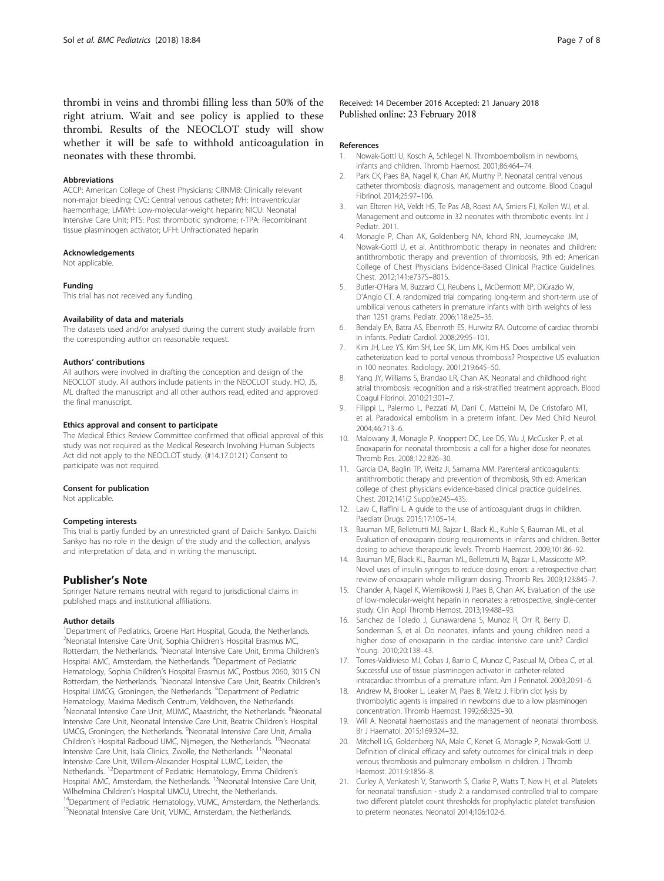thrombi in veins and thrombi filling less than 50% of the right atrium. Wait and see policy is applied to these thrombi. Results of the NEOCLOT study will show whether it will be safe to withhold anticoagulation in neonates with these thrombi.

#### Abbreviations

ACCP: American College of Chest Physicians; CRNMB: Clinically relevant non-major bleeding; CVC: Central venous catheter; IVH: Intraventricular haemorrhage; LMWH: Low-molecular-weight heparin; NICU: Neonatal Intensive Care Unit; PTS: Post thrombotic syndrome; r-TPA: Recombinant tissue plasminogen activator; UFH: Unfractionated heparin

#### Acknowledgements

Not applicable.

#### Funding

This trial has not received any funding.

#### Availability of data and materials

The datasets used and/or analysed during the current study available from the corresponding author on reasonable request.

#### Authors' contributions

All authors were involved in drafting the conception and design of the NEOCLOT study. All authors include patients in the NEOCLOT study. HO, JS, ML drafted the manuscript and all other authors read, edited and approved the final manuscript.

#### Ethics approval and consent to participate

The Medical Ethics Review Committee confirmed that official approval of this study was not required as the Medical Research Involving Human Subjects Act did not apply to the NEOCLOT study. (#14.17.0121) Consent to participate was not required.

#### Consent for publication

Not applicable.

#### Competing interests

This trial is partly funded by an unrestricted grant of Daiichi Sankyo. Daiichi Sankyo has no role in the design of the study and the collection, analysis and interpretation of data, and in writing the manuscript.

## Publisher's Note

Springer Nature remains neutral with regard to jurisdictional claims in published maps and institutional affiliations.

#### Author details

[1]Department of Pediatrics, Groene Hart Hospital, Gouda, the Netherlands. [2]Neonatal Intensive Care Unit, Sophia Children's Hospital Erasmus MC, Rotterdam, the Netherlands. [3]Neonatal Intensive Care Unit, Emma Children's Hospital AMC, Amsterdam, the Netherlands. [4]Department of Pediatric Hematology, Sophia Children's Hospital Erasmus MC, Postbus 2060, 3015 CN Rotterdam, the Netherlands. [5]Neonatal Intensive Care Unit, Beatrix Children's Hospital UMCG, Groningen, the Netherlands. [6]Department of Pediatric Hematology, Maxima Medisch Centrum, Veldhoven, the Netherlands. [7]Neonatal Intensive Care Unit, MUMC, Maastricht, the Netherlands. [8]Neonatal Intensive Care Unit, Neonatal Intensive Care Unit, Beatrix Children's Hospital UMCG, Groningen, the Netherlands. [9]Neonatal Intensive Care Unit, Amalia Children's Hospital Radboud UMC, Nijmegen, the Netherlands. [10]Neonatal Intensive Care Unit, Isala Clinics, Zwolle, the Netherlands. [11]Neonatal Intensive Care Unit, Willem-Alexander Hospital LUMC, Leiden, the Netherlands. [12]Department of Pediatric Hematology, Emma Children's Hospital AMC, Amsterdam, the Netherlands. [13]Neonatal Intensive Care Unit, Wilhelmina Children's Hospital UMCU, Utrecht, the Netherlands. [14]Department of Pediatric Hematology, VUMC, Amsterdam, the Netherlands. [15]Neonatal Intensive Care Unit, VUMC, Amsterdam, the Netherlands.

Received: 14 December 2016 Accepted: 21 January 2018
Published online: 23 February 2018

#### References

1. Nowak-Gottl U, Kosch A, Schlegel N. Thromboembolism in newborns, infants and children. Thromb Haemost. 2001;86:464–74.
2. Park CK, Paes BA, Nagel K, Chan AK, Murthy P. Neonatal central venous catheter thrombosis: diagnosis, management and outcome. Blood Coagul Fibrinol. 2014;25:97–106.
3. van Elteren HA, Veldt HS, Te Pas AB, Roest AA, Smiers FJ, Kollen WJ, et al. Management and outcome in 32 neonates with thrombotic events. Int J Pediatr. 2011.
4. Monagle P, Chan AK, Goldenberg NA, Ichord RN, Journeycake JM, Nowak-Gottl U, et al. Antithrombotic therapy in neonates and children: antithrombotic therapy and prevention of thrombosis, 9th ed: American College of Chest Physicians Evidence-Based Clinical Practice Guidelines. Chest. 2012;141:e737S–801S.
5. Butler-O'Hara M, Buzzard CJ, Reubens L, McDermott MP, DiGrazio W, D'Angio CT. A randomized trial comparing long-term and short-term use of umbilical venous catheters in premature infants with birth weights of less than 1251 grams. Pediatr. 2006;118:e25–35.
6. Bendaly EA, Batra AS, Ebenroth ES, Hurwitz RA. Outcome of cardiac thrombi in infants. Pediatr Cardiol. 2008;29:95–101.
7. Kim JH, Lee YS, Kim SH, Lee SK, Lim MK, Kim HS. Does umbilical vein catheterization lead to portal venous thrombosis? Prospective US evaluation in 100 neonates. Radiology. 2001;219:645–50.
8. Yang JY, Williams S, Brandao LR, Chan AK. Neonatal and childhood right atrial thrombosis: recognition and a risk-stratified treatment approach. Blood Coagul Fibrinol. 2010;21:301–7.
9. Filippi L, Palermo L, Pezzati M, Dani C, Matteini M, De Cristofaro MT, et al. Paradoxical embolism in a preterm infant. Dev Med Child Neurol. 2004;46:713–6.
10. Malowany JI, Monagle P, Knoppert DC, Lee DS, Wu J, McCusker P, et al. Enoxaparin for neonatal thrombosis: a call for a higher dose for neonates. Thromb Res. 2008;122:826–30.
11. Garcia DA, Baglin TP, Weitz JI, Samama MM. Parenteral anticoagulants: antithrombotic therapy and prevention of thrombosis, 9th ed: American college of chest physicians evidence-based clinical practice guidelines. Chest. 2012;141(2 Suppl):e24S–43S.
12. Law C, Raffini L. A guide to the use of anticoagulant drugs in children. Paediatr Drugs. 2015;17:105–14.
13. Bauman ME, Belletrutti MJ, Bajzar L, Black KL, Kuhle S, Bauman ML, et al. Evaluation of enoxaparin dosing requirements in infants and children. Better dosing to achieve therapeutic levels. Thromb Haemost. 2009;101:86–92.
14. Bauman ME, Black KL, Bauman ML, Belletrutti M, Bajzar L, Massicotte MP. Novel uses of insulin syringes to reduce dosing errors: a retrospective chart review of enoxaparin whole milligram dosing. Thromb Res. 2009;123:845–7.
15. Chander A, Nagel K, Wiernikowski J, Paes B, Chan AK. Evaluation of the use of low-molecular-weight heparin in neonates: a retrospective, single-center study. Clin Appl Thromb Hemost. 2013;19:488–93.
16. Sanchez de Toledo J, Gunawardena S, Munoz R, Orr R, Berry D, Sonderman S, et al. Do neonates, infants and young children need a higher dose of enoxaparin in the cardiac intensive care unit? Cardiol Young. 2010;20:138–43.
17. Torres-Valdivieso MJ, Cobas J, Barrio C, Munoz C, Pascual M, Orbea C, et al. Successful use of tissue plasminogen activator in catheter-related intracardiac thrombus of a premature infant. Am J Perinatol. 2003;20:91–6.
18. Andrew M, Brooker L, Leaker M, Paes B, Weitz J. Fibrin clot lysis by thrombolytic agents is impaired in newborns due to a low plasminogen concentration. Thromb Haemost. 1992;68:325–30.
19. Will A. Neonatal haemostasis and the management of neonatal thrombosis. Br J Haematol. 2015;169:324–32.
20. Mitchell LG, Goldenberg NA, Male C, Kenet G, Monagle P, Nowak-Gottl U. Definition of clinical efficacy and safety outcomes for clinical trials in deep venous thrombosis and pulmonary embolism in children. J Thromb Haemost. 2011;9:1856–8.
21. Curley A, Venkatesh V, Stanworth S, Clarke P, Watts T, New H, et al. Platelets for neonatal transfusion - study 2: a randomised controlled trial to compare two different platelet count thresholds for prophylactic platelet transfusion to preterm neonates. Neonatol 2014;106:102-6.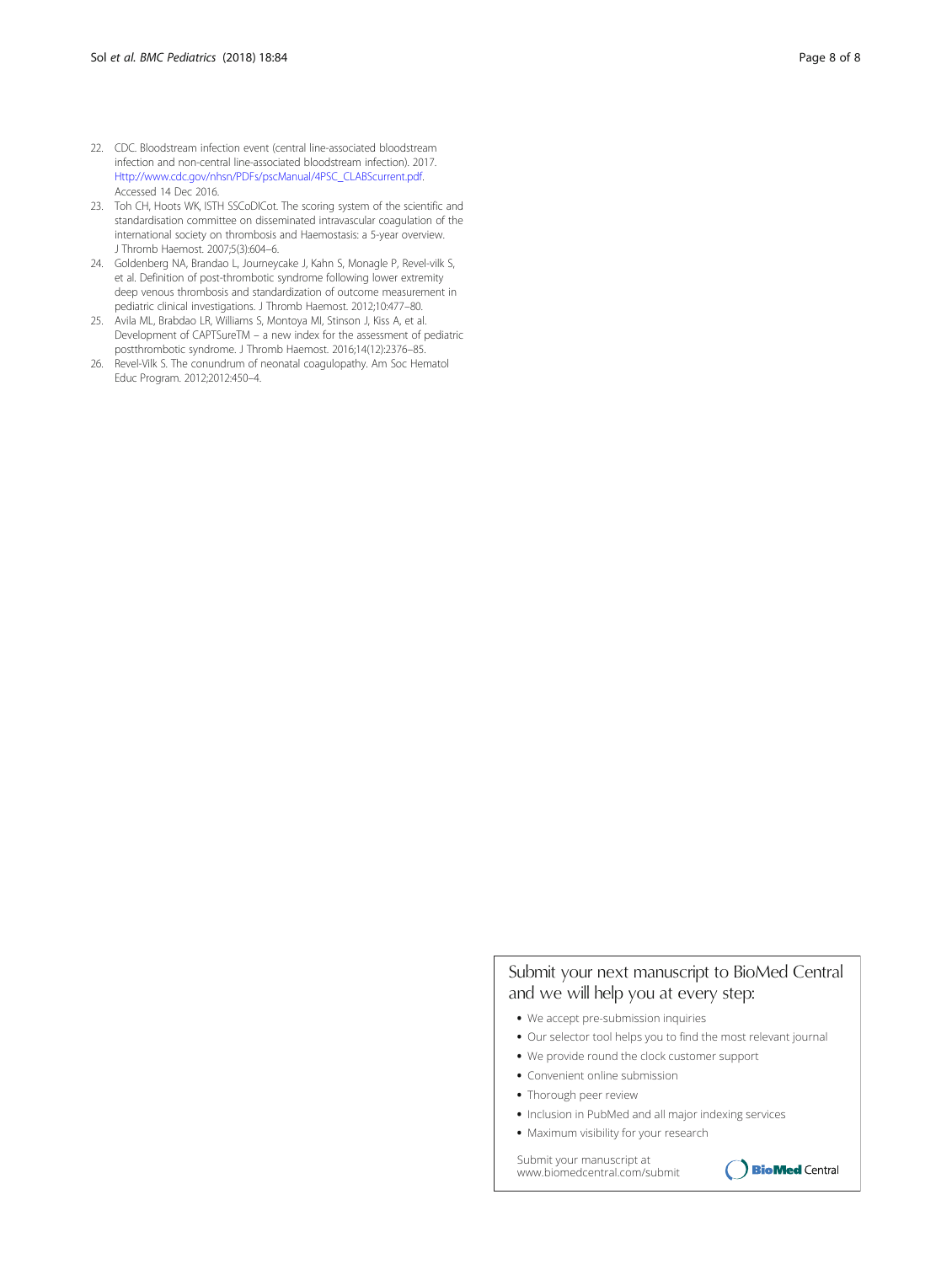22. CDC. Bloodstream infection event (central line-associated bloodstream infection and non-central line-associated bloodstream infection). 2017. Http://www.cdc.gov/nhsn/PDFs/pscManual/4PSC_CLABScurrent.pdf. Accessed 14 Dec 2016.
23. Toh CH, Hoots WK, ISTH SSCoDICot. The scoring system of the scientific and standardisation committee on disseminated intravascular coagulation of the international society on thrombosis and Haemostasis: a 5-year overview. J Thromb Haemost. 2007;5(3):604–6.
24. Goldenberg NA, Brandao L, Journeycake J, Kahn S, Monagle P, Revel-vilk S, et al. Definition of post-thrombotic syndrome following lower extremity deep venous thrombosis and standardization of outcome measurement in pediatric clinical investigations. J Thromb Haemost. 2012;10:477–80.
25. Avila ML, Brabdao LR, Williams S, Montoya MI, Stinson J, Kiss A, et al. Development of CAPTSureTM – a new index for the assessment of pediatric postthrombotic syndrome. J Thromb Haemost. 2016;14(12):2376–85.
26. Revel-Vilk S. The conundrum of neonatal coagulopathy. Am Soc Hematol Educ Program. 2012;2012:450–4.

Submit your next manuscript to BioMed Central and we will help you at every step:

- We accept pre-submission inquiries
- Our selector tool helps you to find the most relevant journal
- We provide round the clock customer support
- Convenient online submission
- Thorough peer review
- Inclusion in PubMed and all major indexing services
- Maximum visibility for your research

Submit your manuscript at
www.biomedcentral.com/submit

BioMed Central